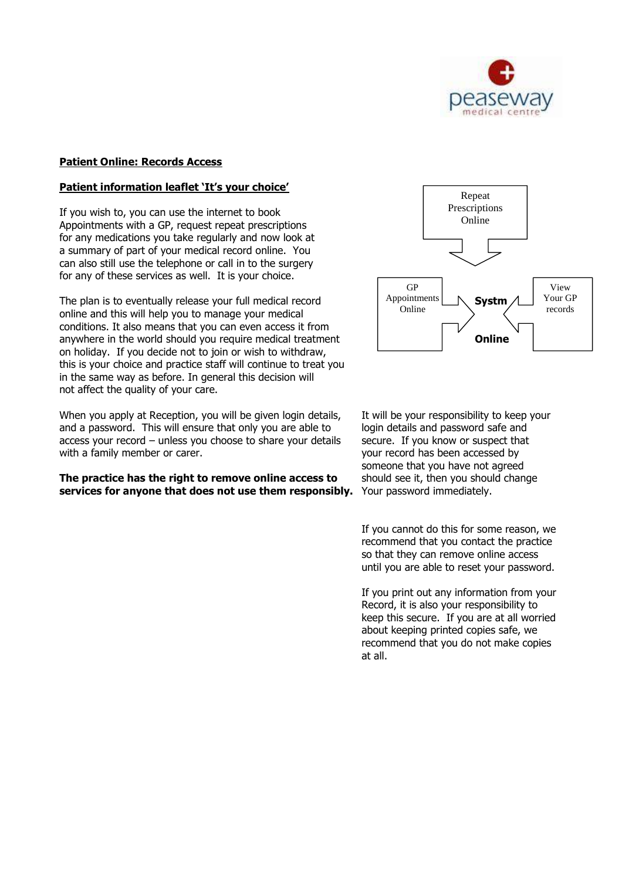peaseway medical centre

**Patient Online: Records Access**

**Patient information leaflet 'It's your choice'**

If you wish to, you can use the internet to book Appointments with a GP, request repeat prescriptions for any medications you take regularly and now look at a summary of part of your medical record online. You can also still use the telephone or call in to the surgery for any of these services as well. It is your choice.

The plan is to eventually release your full medical record online and this will help you to manage your medical conditions. It also means that you can even access it from anywhere in the world should you require medical treatment on holiday. If you decide not to join or wish to withdraw, this is your choice and practice staff will continue to treat you in the same way as before. In general this decision will not affect the quality of your care.

Repeat Prescriptions Online

GP Appointments Online

**Systm Online**

View Your GP records

When you apply at Reception, you will be given login details, and a password. This will ensure that only you are able to access your record – unless you choose to share your details with a family member or carer.

**The practice has the right to remove online access to services for anyone that does not use them responsibly.**

It will be your responsibility to keep your login details and password safe and secure. If you know or suspect that your record has been accessed by someone that you have not agreed should see it, then you should change Your password immediately.

If you cannot do this for some reason, we recommend that you contact the practice so that they can remove online access until you are able to reset your password.

If you print out any information from your Record, it is also your responsibility to keep this secure. If you are at all worried about keeping printed copies safe, we recommend that you do not make copies at all.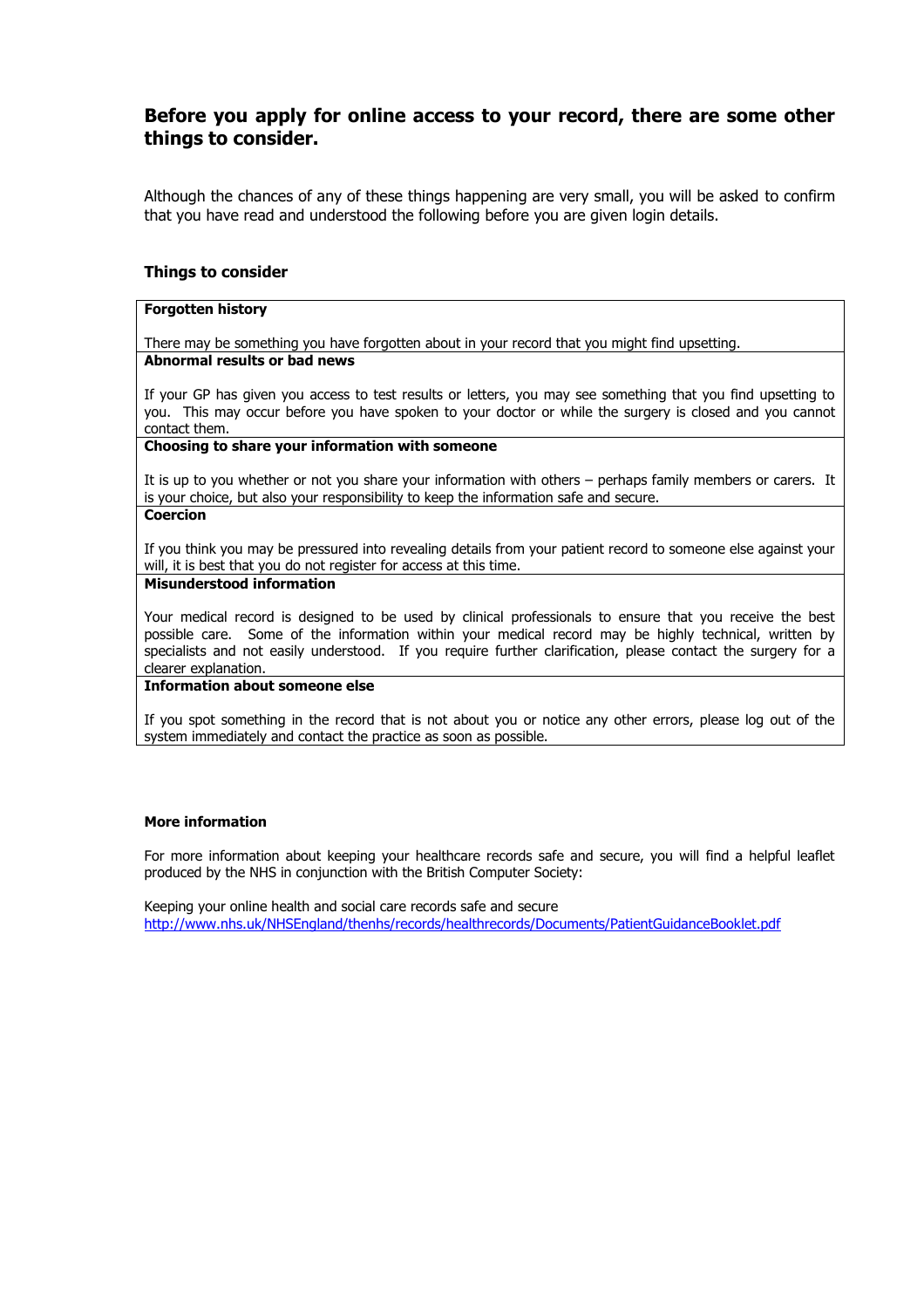## Before you apply for online access to your record, there are some other things to consider.

Although the chances of any of these things happening are very small, you will be asked to confirm that you have read and understood the following before you are given login details.

### Things to consider

| |
|---|
| **Forgotten history**<br><br>There may be something you have forgotten about in your record that you might find upsetting. |
| **Abnormal results or bad news**<br><br>If your GP has given you access to test results or letters, you may see something that you find upsetting to you. This may occur before you have spoken to your doctor or while the surgery is closed and you cannot contact them. |
| **Choosing to share your information with someone**<br><br>It is up to you whether or not you share your information with others – perhaps family members or carers. It is your choice, but also your responsibility to keep the information safe and secure. |
| **Coercion**<br><br>If you think you may be pressured into revealing details from your patient record to someone else against your will, it is best that you do not register for access at this time. |
| **Misunderstood information**<br><br>Your medical record is designed to be used by clinical professionals to ensure that you receive the best possible care. Some of the information within your medical record may be highly technical, written by specialists and not easily understood. If you require further clarification, please contact the surgery for a clearer explanation. |
| **Information about someone else**<br><br>If you spot something in the record that is not about you or notice any other errors, please log out of the system immediately and contact the practice as soon as possible. |

### More information

For more information about keeping your healthcare records safe and secure, you will find a helpful leaflet produced by the NHS in conjunction with the British Computer Society:

Keeping your online health and social care records safe and secure
http://www.nhs.uk/NHSEngland/thenhs/records/healthrecords/Documents/PatientGuidanceBooklet.pdf